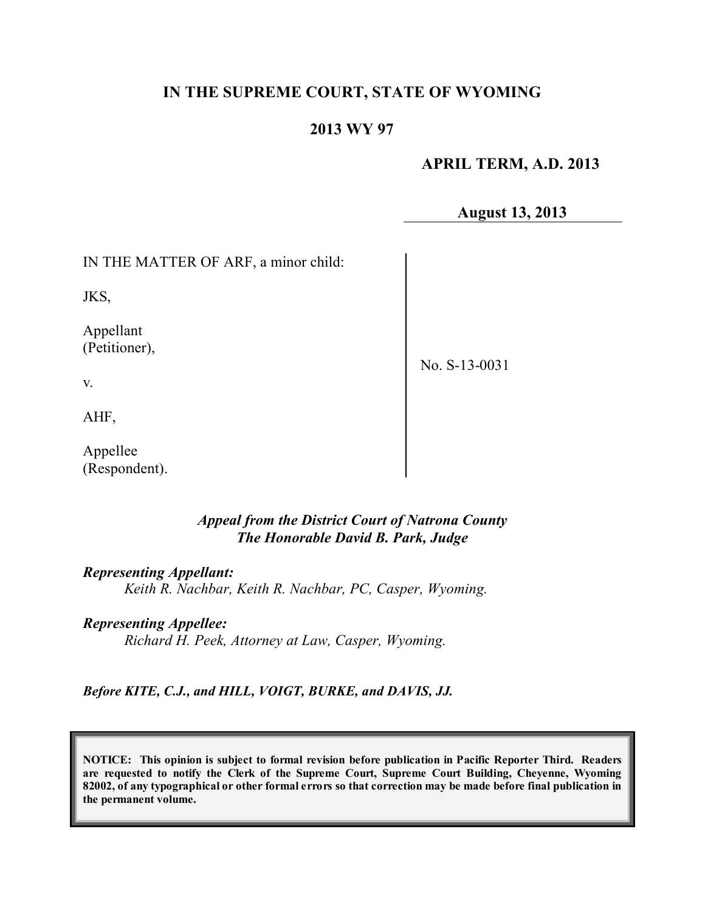# IN THE SUPREME COURT, STATE OF WYOMING

## 2013 WY 97

**APRIL TERM, A.D. 2013**

**August 13, 2013**

IN THE MATTER OF ARF, a minor child:

JKS,

Appellant
(Petitioner),

v.

AHF,

Appellee
(Respondent).

No. S-13-0031

*Appeal from the District Court of Natrona County*
*The Honorable David B. Park, Judge*

***Representing Appellant:***
*Keith R. Nachbar, Keith R. Nachbar, PC, Casper, Wyoming.*

***Representing Appellee:***
*Richard H. Peek, Attorney at Law, Casper, Wyoming.*

***Before KITE, C.J., and HILL, VOIGT, BURKE, and DAVIS, JJ.***

**NOTICE: This opinion is subject to formal revision before publication in Pacific Reporter Third. Readers are requested to notify the Clerk of the Supreme Court, Supreme Court Building, Cheyenne, Wyoming 82002, of any typographical or other formal errors so that correction may be made before final publication in the permanent volume.**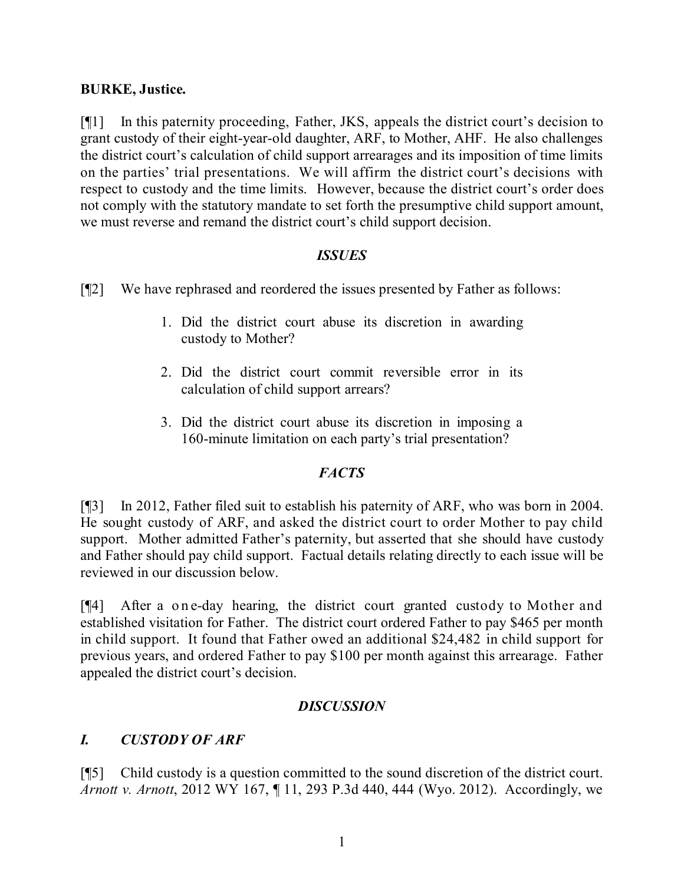**BURKE, Justice.**

[¶1] In this paternity proceeding, Father, JKS, appeals the district court's decision to grant custody of their eight-year-old daughter, ARF, to Mother, AHF. He also challenges the district court's calculation of child support arrearages and its imposition of time limits on the parties' trial presentations. We will affirm the district court's decisions with respect to custody and the time limits. However, because the district court's order does not comply with the statutory mandate to set forth the presumptive child support amount, we must reverse and remand the district court's child support decision.

## *ISSUES*

[¶2] We have rephrased and reordered the issues presented by Father as follows:

1. Did the district court abuse its discretion in awarding custody to Mother?
2. Did the district court commit reversible error in its calculation of child support arrears?
3. Did the district court abuse its discretion in imposing a 160-minute limitation on each party's trial presentation?

## *FACTS*

[¶3] In 2012, Father filed suit to establish his paternity of ARF, who was born in 2004. He sought custody of ARF, and asked the district court to order Mother to pay child support. Mother admitted Father's paternity, but asserted that she should have custody and Father should pay child support. Factual details relating directly to each issue will be reviewed in our discussion below.

[¶4] After a one-day hearing, the district court granted custody to Mother and established visitation for Father. The district court ordered Father to pay $465 per month in child support. It found that Father owed an additional $24,482 in child support for previous years, and ordered Father to pay $100 per month against this arrearage. Father appealed the district court's decision.

## *DISCUSSION*

### *I. CUSTODY OF ARF*

[¶5] Child custody is a question committed to the sound discretion of the district court. *Arnott v. Arnott*, 2012 WY 167, ¶ 11, 293 P.3d 440, 444 (Wyo. 2012). Accordingly, we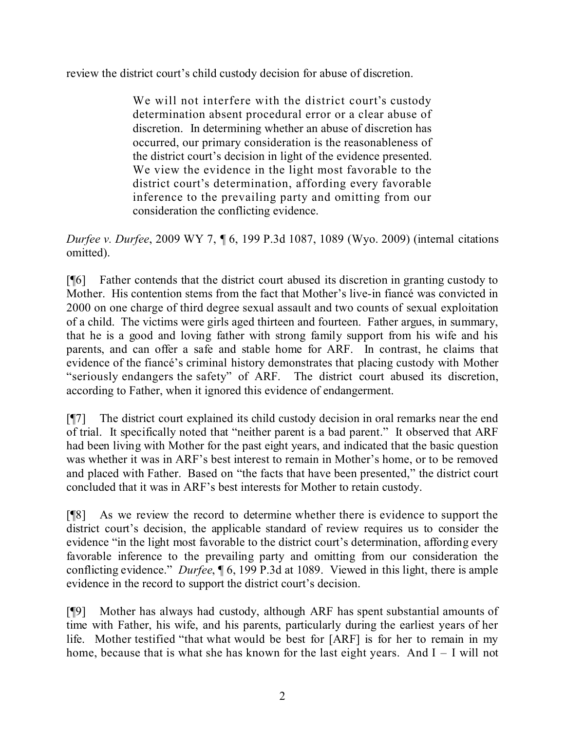review the district court's child custody decision for abuse of discretion.

> We will not interfere with the district court's custody determination absent procedural error or a clear abuse of discretion. In determining whether an abuse of discretion has occurred, our primary consideration is the reasonableness of the district court's decision in light of the evidence presented. We view the evidence in the light most favorable to the district court's determination, affording every favorable inference to the prevailing party and omitting from our consideration the conflicting evidence.

*Durfee v. Durfee*, 2009 WY 7, ¶ 6, 199 P.3d 1087, 1089 (Wyo. 2009) (internal citations omitted).

[¶6] Father contends that the district court abused its discretion in granting custody to Mother. His contention stems from the fact that Mother's live-in fiancé was convicted in 2000 on one charge of third degree sexual assault and two counts of sexual exploitation of a child. The victims were girls aged thirteen and fourteen. Father argues, in summary, that he is a good and loving father with strong family support from his wife and his parents, and can offer a safe and stable home for ARF. In contrast, he claims that evidence of the fiancé's criminal history demonstrates that placing custody with Mother "seriously endangers the safety" of ARF. The district court abused its discretion, according to Father, when it ignored this evidence of endangerment.

[¶7] The district court explained its child custody decision in oral remarks near the end of trial. It specifically noted that "neither parent is a bad parent." It observed that ARF had been living with Mother for the past eight years, and indicated that the basic question was whether it was in ARF's best interest to remain in Mother's home, or to be removed and placed with Father. Based on "the facts that have been presented," the district court concluded that it was in ARF's best interests for Mother to retain custody.

[¶8] As we review the record to determine whether there is evidence to support the district court's decision, the applicable standard of review requires us to consider the evidence "in the light most favorable to the district court's determination, affording every favorable inference to the prevailing party and omitting from our consideration the conflicting evidence." *Durfee*, ¶ 6, 199 P.3d at 1089. Viewed in this light, there is ample evidence in the record to support the district court's decision.

[¶9] Mother has always had custody, although ARF has spent substantial amounts of time with Father, his wife, and his parents, particularly during the earliest years of her life. Mother testified "that what would be best for [ARF] is for her to remain in my home, because that is what she has known for the last eight years. And I – I will not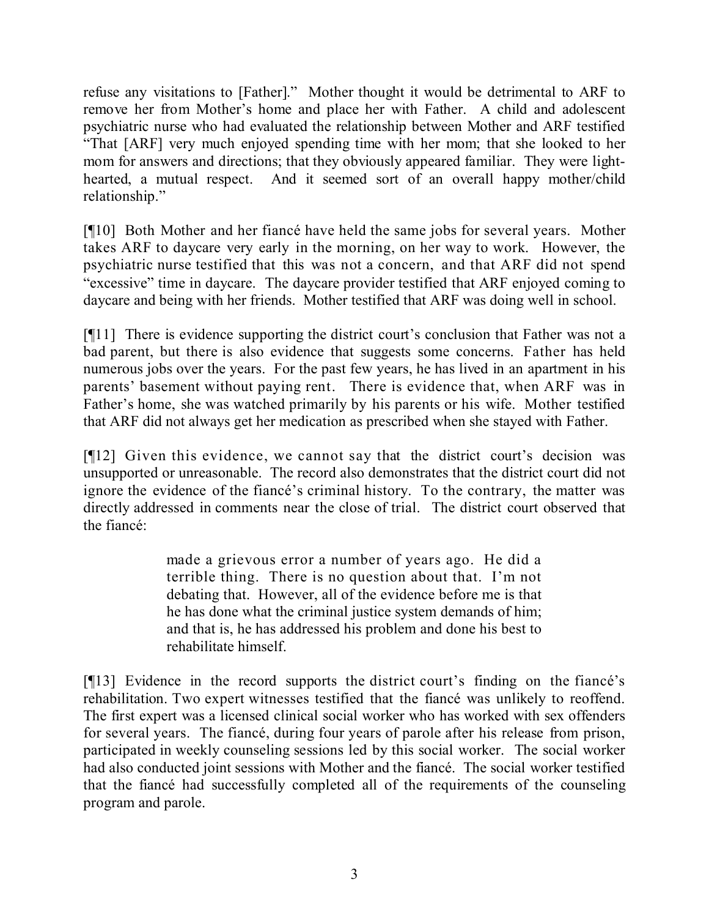refuse any visitations to [Father]." Mother thought it would be detrimental to ARF to remove her from Mother's home and place her with Father. A child and adolescent psychiatric nurse who had evaluated the relationship between Mother and ARF testified "That [ARF] very much enjoyed spending time with her mom; that she looked to her mom for answers and directions; that they obviously appeared familiar. They were light-hearted, a mutual respect. And it seemed sort of an overall happy mother/child relationship."

[¶10] Both Mother and her fiancé have held the same jobs for several years. Mother takes ARF to daycare very early in the morning, on her way to work. However, the psychiatric nurse testified that this was not a concern, and that ARF did not spend "excessive" time in daycare. The daycare provider testified that ARF enjoyed coming to daycare and being with her friends. Mother testified that ARF was doing well in school.

[¶11] There is evidence supporting the district court's conclusion that Father was not a bad parent, but there is also evidence that suggests some concerns. Father has held numerous jobs over the years. For the past few years, he has lived in an apartment in his parents' basement without paying rent. There is evidence that, when ARF was in Father's home, she was watched primarily by his parents or his wife. Mother testified that ARF did not always get her medication as prescribed when she stayed with Father.

[¶12] Given this evidence, we cannot say that the district court's decision was unsupported or unreasonable. The record also demonstrates that the district court did not ignore the evidence of the fiancé's criminal history. To the contrary, the matter was directly addressed in comments near the close of trial. The district court observed that the fiancé:

> made a grievous error a number of years ago. He did a terrible thing. There is no question about that. I'm not debating that. However, all of the evidence before me is that he has done what the criminal justice system demands of him; and that is, he has addressed his problem and done his best to rehabilitate himself.

[¶13] Evidence in the record supports the district court's finding on the fiancé's rehabilitation. Two expert witnesses testified that the fiancé was unlikely to reoffend. The first expert was a licensed clinical social worker who has worked with sex offenders for several years. The fiancé, during four years of parole after his release from prison, participated in weekly counseling sessions led by this social worker. The social worker had also conducted joint sessions with Mother and the fiancé. The social worker testified that the fiancé had successfully completed all of the requirements of the counseling program and parole.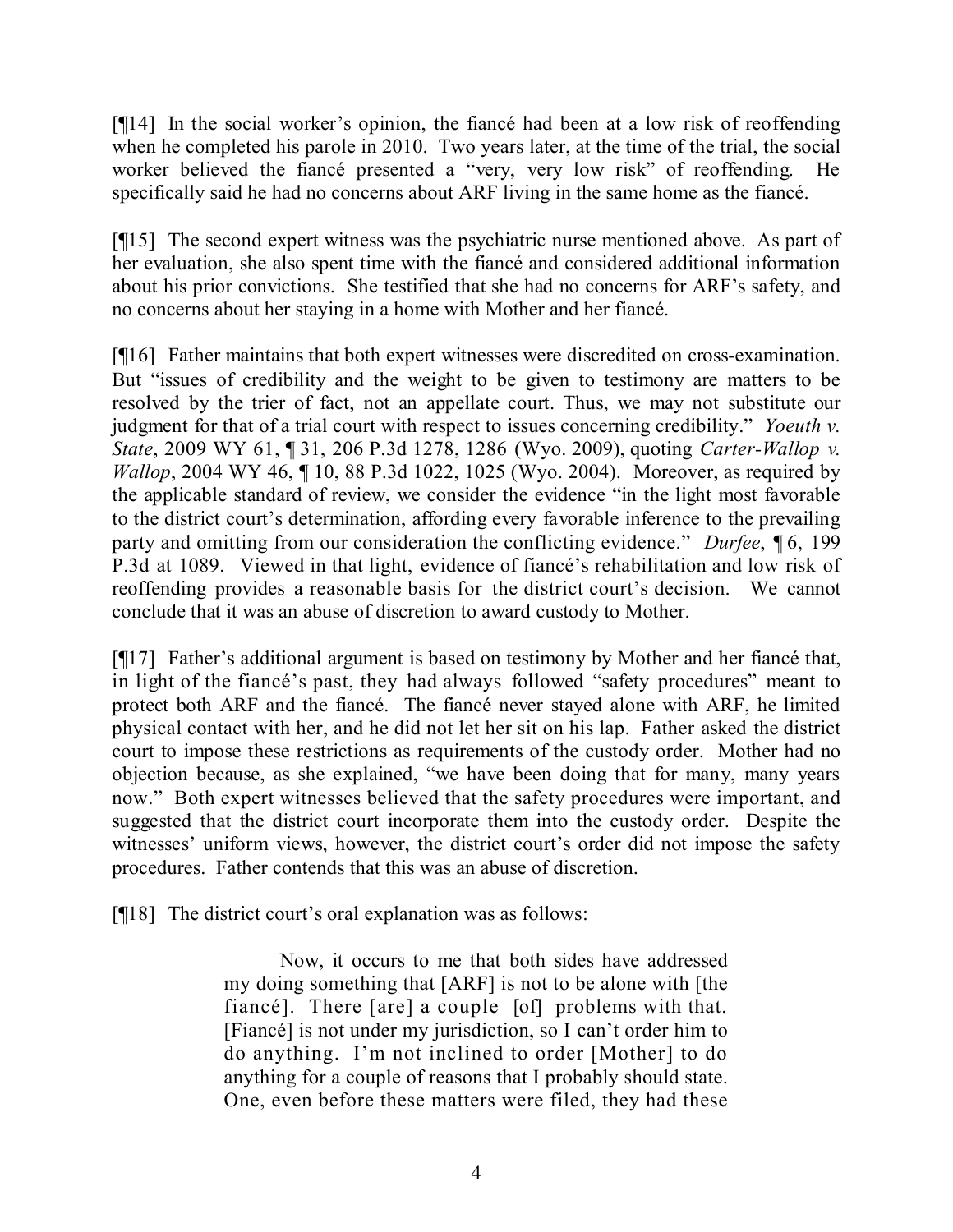[¶14] In the social worker's opinion, the fiancé had been at a low risk of reoffending when he completed his parole in 2010. Two years later, at the time of the trial, the social worker believed the fiancé presented a "very, very low risk" of reoffending. He specifically said he had no concerns about ARF living in the same home as the fiancé.

[¶15] The second expert witness was the psychiatric nurse mentioned above. As part of her evaluation, she also spent time with the fiancé and considered additional information about his prior convictions. She testified that she had no concerns for ARF's safety, and no concerns about her staying in a home with Mother and her fiancé.

[¶16] Father maintains that both expert witnesses were discredited on cross-examination. But "issues of credibility and the weight to be given to testimony are matters to be resolved by the trier of fact, not an appellate court. Thus, we may not substitute our judgment for that of a trial court with respect to issues concerning credibility." *Yoeuth v. State*, 2009 WY 61, ¶ 31, 206 P.3d 1278, 1286 (Wyo. 2009), quoting *Carter-Wallop v. Wallop*, 2004 WY 46, ¶ 10, 88 P.3d 1022, 1025 (Wyo. 2004). Moreover, as required by the applicable standard of review, we consider the evidence "in the light most favorable to the district court's determination, affording every favorable inference to the prevailing party and omitting from our consideration the conflicting evidence." *Durfee*, ¶ 6, 199 P.3d at 1089. Viewed in that light, evidence of fiancé's rehabilitation and low risk of reoffending provides a reasonable basis for the district court's decision. We cannot conclude that it was an abuse of discretion to award custody to Mother.

[¶17] Father's additional argument is based on testimony by Mother and her fiancé that, in light of the fiancé's past, they had always followed "safety procedures" meant to protect both ARF and the fiancé. The fiancé never stayed alone with ARF, he limited physical contact with her, and he did not let her sit on his lap. Father asked the district court to impose these restrictions as requirements of the custody order. Mother had no objection because, as she explained, "we have been doing that for many, many years now." Both expert witnesses believed that the safety procedures were important, and suggested that the district court incorporate them into the custody order. Despite the witnesses' uniform views, however, the district court's order did not impose the safety procedures. Father contends that this was an abuse of discretion.

[¶18] The district court's oral explanation was as follows:

> Now, it occurs to me that both sides have addressed my doing something that [ARF] is not to be alone with [the fiancé]. There [are] a couple [of] problems with that. [Fiancé] is not under my jurisdiction, so I can't order him to do anything. I'm not inclined to order [Mother] to do anything for a couple of reasons that I probably should state. One, even before these matters were filed, they had these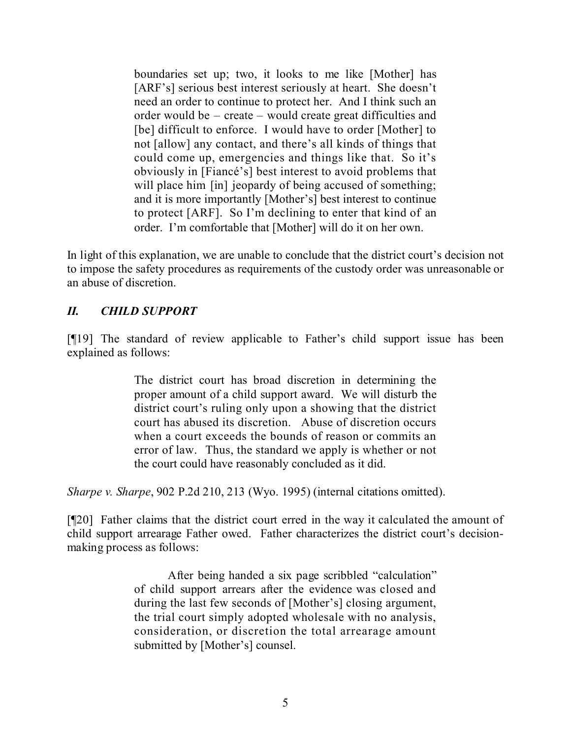> boundaries set up; two, it looks to me like [Mother] has [ARF's] serious best interest seriously at heart. She doesn't need an order to continue to protect her. And I think such an order would be – create – would create great difficulties and [be] difficult to enforce. I would have to order [Mother] to not [allow] any contact, and there's all kinds of things that could come up, emergencies and things like that. So it's obviously in [Fiancé's] best interest to avoid problems that will place him [in] jeopardy of being accused of something; and it is more importantly [Mother's] best interest to continue to protect [ARF]. So I'm declining to enter that kind of an order. I'm comfortable that [Mother] will do it on her own.

In light of this explanation, we are unable to conclude that the district court's decision not to impose the safety procedures as requirements of the custody order was unreasonable or an abuse of discretion.

## *II. CHILD SUPPORT*

[¶19] The standard of review applicable to Father's child support issue has been explained as follows:

> The district court has broad discretion in determining the proper amount of a child support award. We will disturb the district court's ruling only upon a showing that the district court has abused its discretion. Abuse of discretion occurs when a court exceeds the bounds of reason or commits an error of law. Thus, the standard we apply is whether or not the court could have reasonably concluded as it did.

*Sharpe v. Sharpe*, 902 P.2d 210, 213 (Wyo. 1995) (internal citations omitted).

[¶20] Father claims that the district court erred in the way it calculated the amount of child support arrearage Father owed. Father characterizes the district court's decision-making process as follows:

> After being handed a six page scribbled "calculation" of child support arrears after the evidence was closed and during the last few seconds of [Mother's] closing argument, the trial court simply adopted wholesale with no analysis, consideration, or discretion the total arrearage amount submitted by [Mother's] counsel.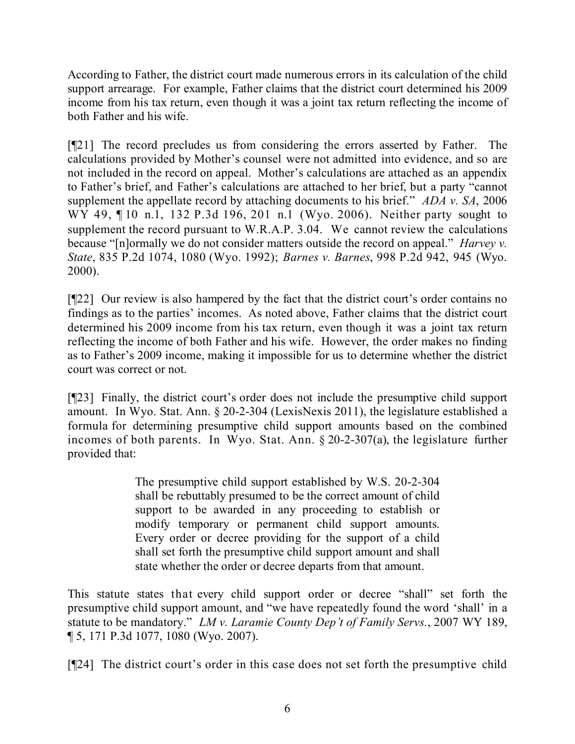According to Father, the district court made numerous errors in its calculation of the child support arrearage. For example, Father claims that the district court determined his 2009 income from his tax return, even though it was a joint tax return reflecting the income of both Father and his wife.

[¶21] The record precludes us from considering the errors asserted by Father. The calculations provided by Mother's counsel were not admitted into evidence, and so are not included in the record on appeal. Mother's calculations are attached as an appendix to Father's brief, and Father's calculations are attached to her brief, but a party "cannot supplement the appellate record by attaching documents to his brief." *ADA v. SA*, 2006 WY 49, ¶ 10 n.1, 132 P.3d 196, 201 n.1 (Wyo. 2006). Neither party sought to supplement the record pursuant to W.R.A.P. 3.04. We cannot review the calculations because "[n]ormally we do not consider matters outside the record on appeal." *Harvey v. State*, 835 P.2d 1074, 1080 (Wyo. 1992); *Barnes v. Barnes*, 998 P.2d 942, 945 (Wyo. 2000).

[¶22] Our review is also hampered by the fact that the district court's order contains no findings as to the parties' incomes. As noted above, Father claims that the district court determined his 2009 income from his tax return, even though it was a joint tax return reflecting the income of both Father and his wife. However, the order makes no finding as to Father's 2009 income, making it impossible for us to determine whether the district court was correct or not.

[¶23] Finally, the district court's order does not include the presumptive child support amount. In Wyo. Stat. Ann. § 20-2-304 (LexisNexis 2011), the legislature established a formula for determining presumptive child support amounts based on the combined incomes of both parents. In Wyo. Stat. Ann. § 20-2-307(a), the legislature further provided that:

> The presumptive child support established by W.S. 20-2-304 shall be rebuttably presumed to be the correct amount of child support to be awarded in any proceeding to establish or modify temporary or permanent child support amounts. Every order or decree providing for the support of a child shall set forth the presumptive child support amount and shall state whether the order or decree departs from that amount.

This statute states that every child support order or decree "shall" set forth the presumptive child support amount, and "we have repeatedly found the word 'shall' in a statute to be mandatory." *LM v. Laramie County Dep't of Family Servs.*, 2007 WY 189, ¶ 5, 171 P.3d 1077, 1080 (Wyo. 2007).

[¶24] The district court's order in this case does not set forth the presumptive child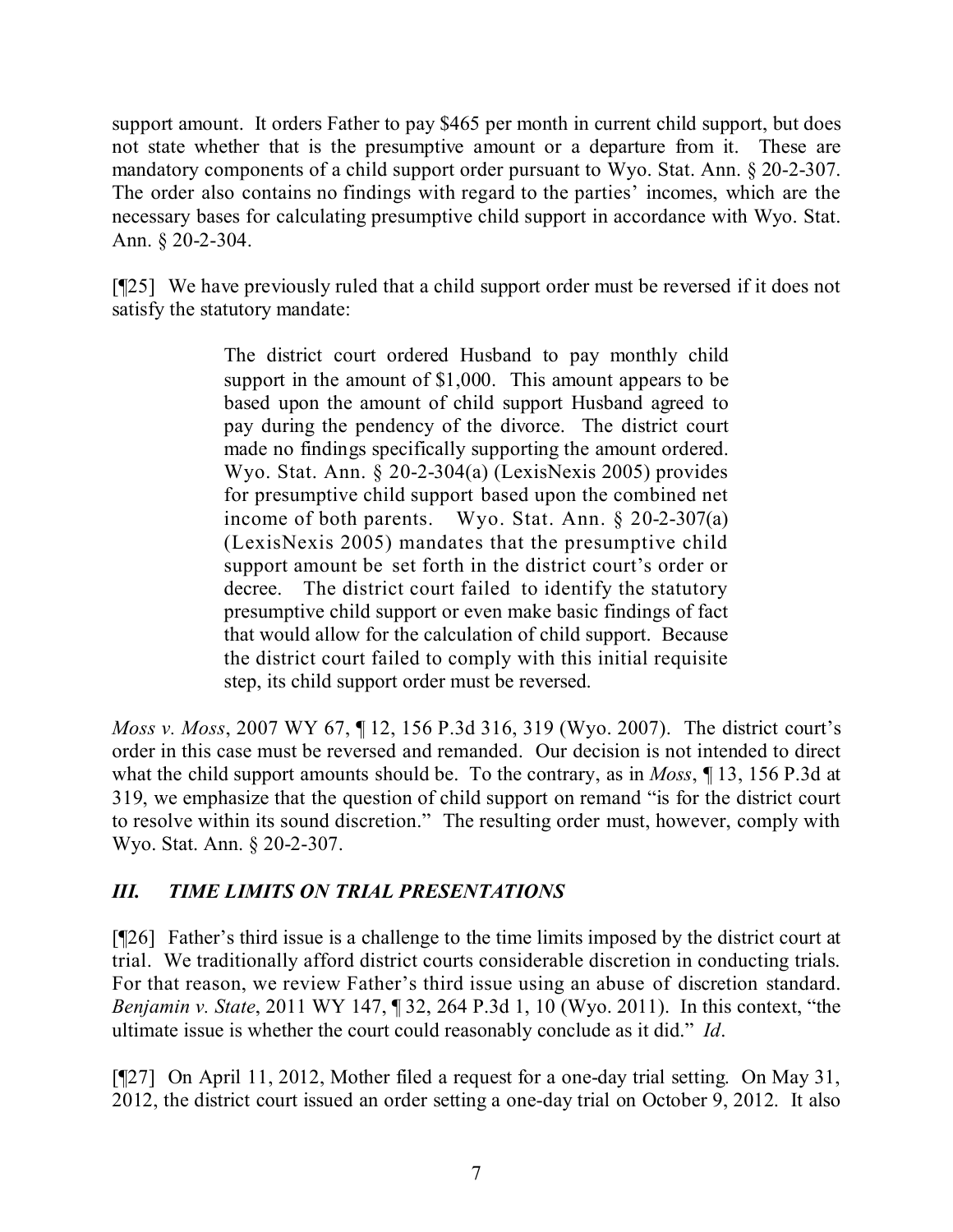support amount. It orders Father to pay $465 per month in current child support, but does not state whether that is the presumptive amount or a departure from it. These are mandatory components of a child support order pursuant to Wyo. Stat. Ann. § 20-2-307. The order also contains no findings with regard to the parties' incomes, which are the necessary bases for calculating presumptive child support in accordance with Wyo. Stat. Ann. § 20-2-304.

[¶25] We have previously ruled that a child support order must be reversed if it does not satisfy the statutory mandate:

> The district court ordered Husband to pay monthly child support in the amount of $1,000. This amount appears to be based upon the amount of child support Husband agreed to pay during the pendency of the divorce. The district court made no findings specifically supporting the amount ordered. Wyo. Stat. Ann. § 20-2-304(a) (LexisNexis 2005) provides for presumptive child support based upon the combined net income of both parents. Wyo. Stat. Ann. § 20-2-307(a) (LexisNexis 2005) mandates that the presumptive child support amount be set forth in the district court's order or decree. The district court failed to identify the statutory presumptive child support or even make basic findings of fact that would allow for the calculation of child support. Because the district court failed to comply with this initial requisite step, its child support order must be reversed.

*Moss v. Moss*, 2007 WY 67, ¶ 12, 156 P.3d 316, 319 (Wyo. 2007). The district court's order in this case must be reversed and remanded. Our decision is not intended to direct what the child support amounts should be. To the contrary, as in *Moss*, ¶ 13, 156 P.3d at 319, we emphasize that the question of child support on remand "is for the district court to resolve within its sound discretion." The resulting order must, however, comply with Wyo. Stat. Ann. § 20-2-307.

### *III. TIME LIMITS ON TRIAL PRESENTATIONS*

[¶26] Father's third issue is a challenge to the time limits imposed by the district court at trial. We traditionally afford district courts considerable discretion in conducting trials. For that reason, we review Father's third issue using an abuse of discretion standard. *Benjamin v. State*, 2011 WY 147, ¶ 32, 264 P.3d 1, 10 (Wyo. 2011). In this context, "the ultimate issue is whether the court could reasonably conclude as it did." *Id*.

[¶27] On April 11, 2012, Mother filed a request for a one-day trial setting. On May 31, 2012, the district court issued an order setting a one-day trial on October 9, 2012. It also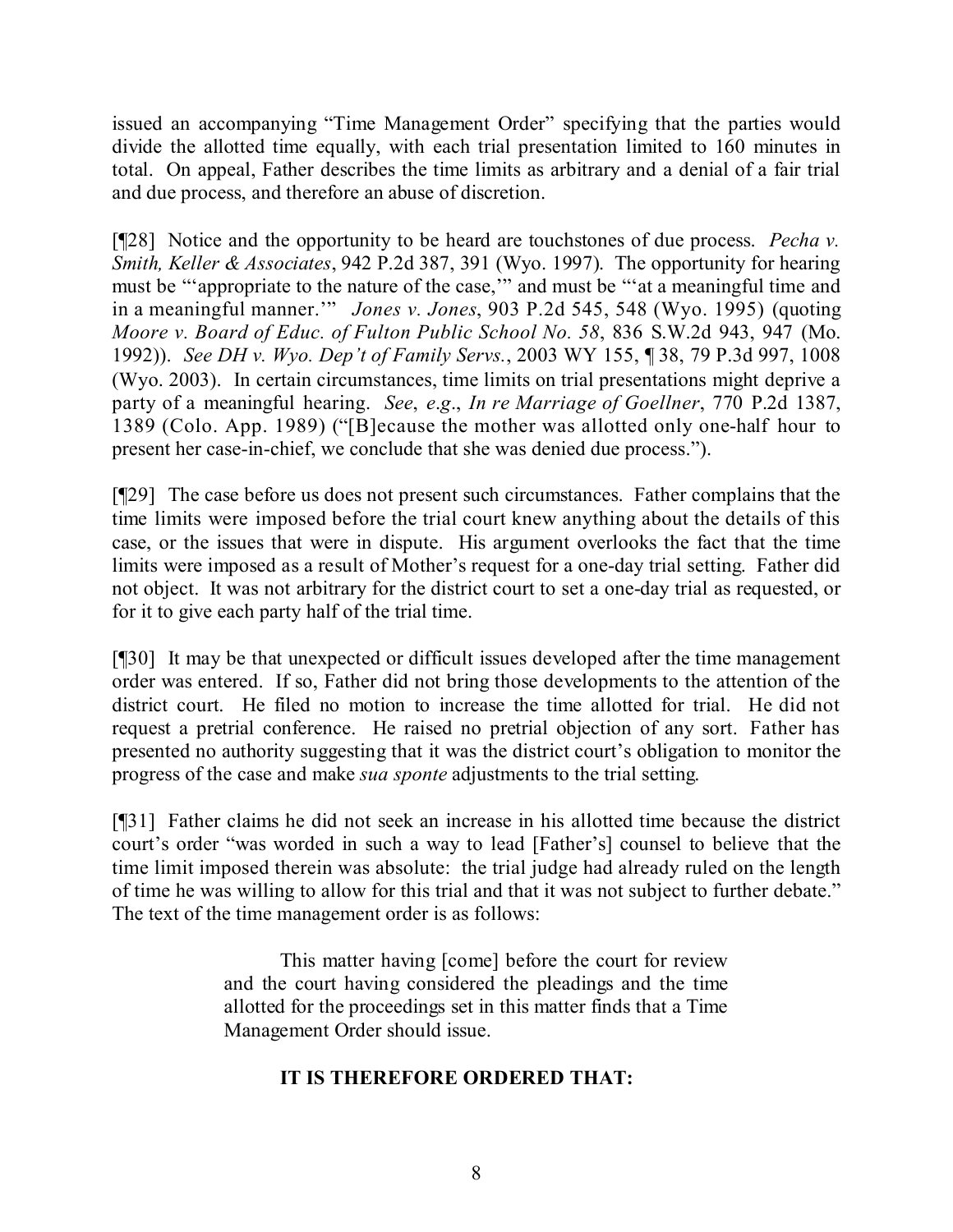issued an accompanying "Time Management Order" specifying that the parties would divide the allotted time equally, with each trial presentation limited to 160 minutes in total. On appeal, Father describes the time limits as arbitrary and a denial of a fair trial and due process, and therefore an abuse of discretion.

[¶28] Notice and the opportunity to be heard are touchstones of due process. *Pecha v. Smith, Keller & Associates*, 942 P.2d 387, 391 (Wyo. 1997). The opportunity for hearing must be "'appropriate to the nature of the case,'" and must be "'at a meaningful time and in a meaningful manner.'" *Jones v. Jones*, 903 P.2d 545, 548 (Wyo. 1995) (quoting *Moore v. Board of Educ. of Fulton Public School No. 58*, 836 S.W.2d 943, 947 (Mo. 1992)). *See DH v. Wyo. Dep't of Family Servs.*, 2003 WY 155, ¶ 38, 79 P.3d 997, 1008 (Wyo. 2003). In certain circumstances, time limits on trial presentations might deprive a party of a meaningful hearing. *See*, *e.g*., *In re Marriage of Goellner*, 770 P.2d 1387, 1389 (Colo. App. 1989) ("[B]ecause the mother was allotted only one-half hour to present her case-in-chief, we conclude that she was denied due process.").

[¶29] The case before us does not present such circumstances. Father complains that the time limits were imposed before the trial court knew anything about the details of this case, or the issues that were in dispute. His argument overlooks the fact that the time limits were imposed as a result of Mother's request for a one-day trial setting. Father did not object. It was not arbitrary for the district court to set a one-day trial as requested, or for it to give each party half of the trial time.

[¶30] It may be that unexpected or difficult issues developed after the time management order was entered. If so, Father did not bring those developments to the attention of the district court. He filed no motion to increase the time allotted for trial. He did not request a pretrial conference. He raised no pretrial objection of any sort. Father has presented no authority suggesting that it was the district court's obligation to monitor the progress of the case and make *sua sponte* adjustments to the trial setting.

[¶31] Father claims he did not seek an increase in his allotted time because the district court's order "was worded in such a way to lead [Father's] counsel to believe that the time limit imposed therein was absolute: the trial judge had already ruled on the length of time he was willing to allow for this trial and that it was not subject to further debate." The text of the time management order is as follows:

> This matter having [come] before the court for review and the court having considered the pleadings and the time allotted for the proceedings set in this matter finds that a Time Management Order should issue.
>
> **IT IS THEREFORE ORDERED THAT:**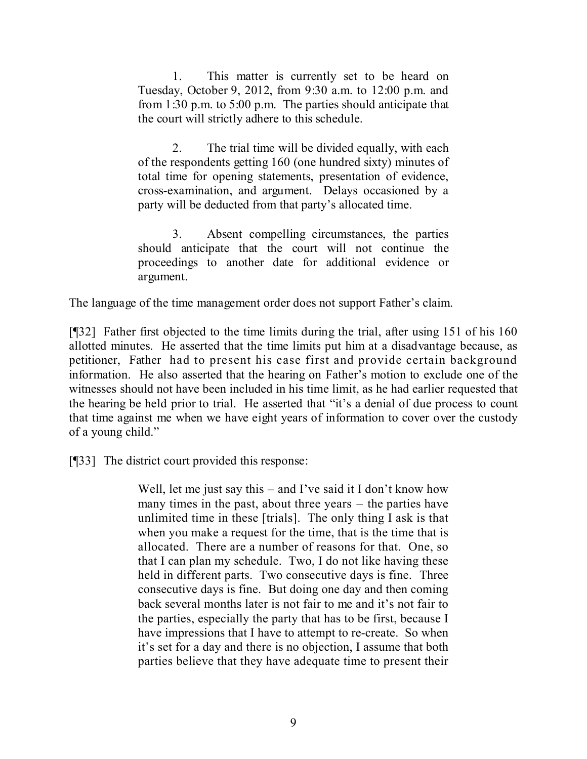> 1. This matter is currently set to be heard on Tuesday, October 9, 2012, from 9:30 a.m. to 12:00 p.m. and from 1:30 p.m. to 5:00 p.m. The parties should anticipate that the court will strictly adhere to this schedule.
>
> 2. The trial time will be divided equally, with each of the respondents getting 160 (one hundred sixty) minutes of total time for opening statements, presentation of evidence, cross-examination, and argument. Delays occasioned by a party will be deducted from that party's allocated time.
>
> 3. Absent compelling circumstances, the parties should anticipate that the court will not continue the proceedings to another date for additional evidence or argument.

The language of the time management order does not support Father's claim.

[¶32] Father first objected to the time limits during the trial, after using 151 of his 160 allotted minutes. He asserted that the time limits put him at a disadvantage because, as petitioner, Father had to present his case first and provide certain background information. He also asserted that the hearing on Father's motion to exclude one of the witnesses should not have been included in his time limit, as he had earlier requested that the hearing be held prior to trial. He asserted that "it's a denial of due process to count that time against me when we have eight years of information to cover over the custody of a young child."

[¶33] The district court provided this response:

> Well, let me just say this – and I've said it I don't know how many times in the past, about three years – the parties have unlimited time in these [trials]. The only thing I ask is that when you make a request for the time, that is the time that is allocated. There are a number of reasons for that. One, so that I can plan my schedule. Two, I do not like having these held in different parts. Two consecutive days is fine. Three consecutive days is fine. But doing one day and then coming back several months later is not fair to me and it's not fair to the parties, especially the party that has to be first, because I have impressions that I have to attempt to re-create. So when it's set for a day and there is no objection, I assume that both parties believe that they have adequate time to present their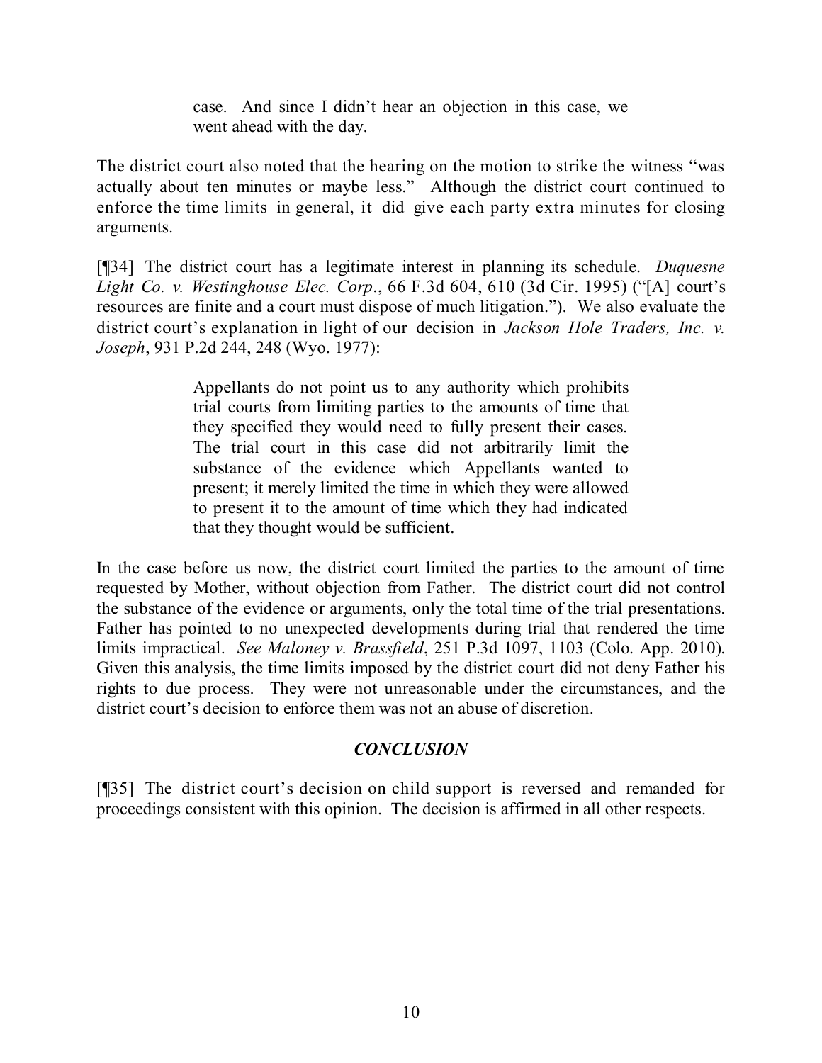> case. And since I didn't hear an objection in this case, we went ahead with the day.

The district court also noted that the hearing on the motion to strike the witness "was actually about ten minutes or maybe less." Although the district court continued to enforce the time limits in general, it did give each party extra minutes for closing arguments.

[¶34] The district court has a legitimate interest in planning its schedule. *Duquesne Light Co. v. Westinghouse Elec. Corp.*, 66 F.3d 604, 610 (3d Cir. 1995) ("[A] court's resources are finite and a court must dispose of much litigation."). We also evaluate the district court's explanation in light of our decision in *Jackson Hole Traders, Inc. v. Joseph*, 931 P.2d 244, 248 (Wyo. 1977):

> Appellants do not point us to any authority which prohibits trial courts from limiting parties to the amounts of time that they specified they would need to fully present their cases. The trial court in this case did not arbitrarily limit the substance of the evidence which Appellants wanted to present; it merely limited the time in which they were allowed to present it to the amount of time which they had indicated that they thought would be sufficient.

In the case before us now, the district court limited the parties to the amount of time requested by Mother, without objection from Father. The district court did not control the substance of the evidence or arguments, only the total time of the trial presentations. Father has pointed to no unexpected developments during trial that rendered the time limits impractical. *See Maloney v. Brassfield*, 251 P.3d 1097, 1103 (Colo. App. 2010). Given this analysis, the time limits imposed by the district court did not deny Father his rights to due process. They were not unreasonable under the circumstances, and the district court's decision to enforce them was not an abuse of discretion.

## *CONCLUSION*

[¶35] The district court's decision on child support is reversed and remanded for proceedings consistent with this opinion. The decision is affirmed in all other respects.